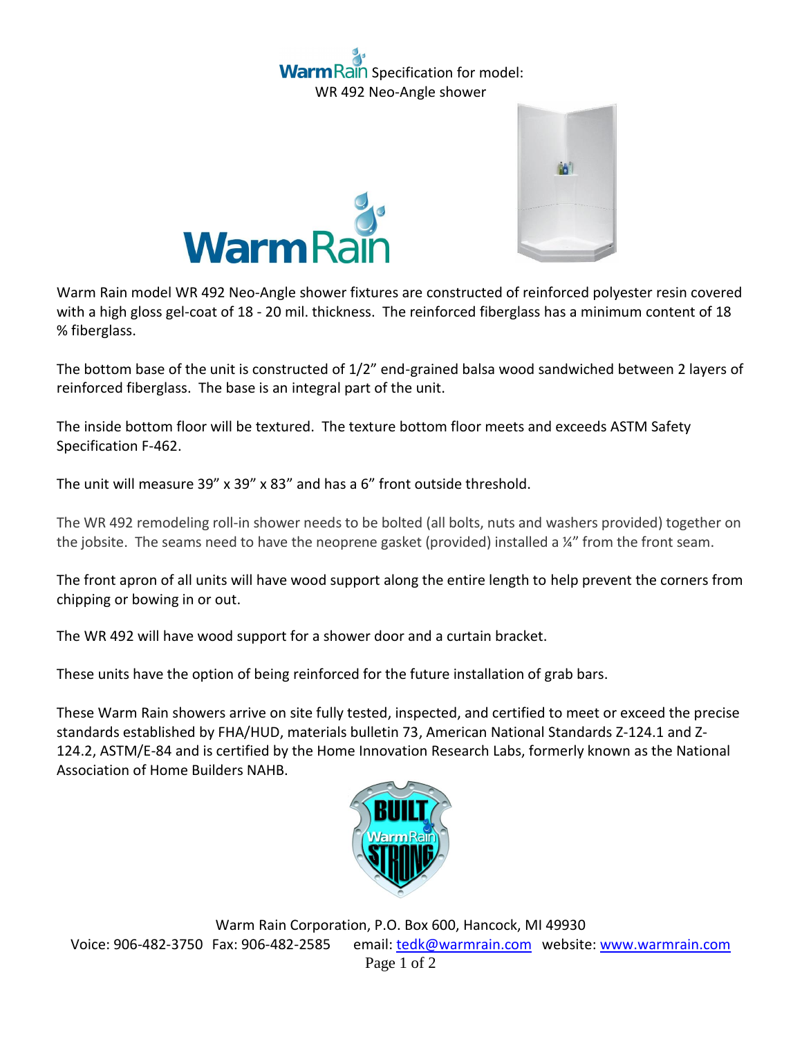# WarmRain Specification for model: WR 492 Neo-Angle shower

Warm Rain model WR 492 Neo-Angle shower fixtures are constructed of reinforced polyester resin covered with a high gloss gel-coat of 18 - 20 mil. thickness. The reinforced fiberglass has a minimum content of 18 % fiberglass.

The bottom base of the unit is constructed of 1/2" end-grained balsa wood sandwiched between 2 layers of reinforced fiberglass. The base is an integral part of the unit.

The inside bottom floor will be textured. The texture bottom floor meets and exceeds ASTM Safety Specification F-462.

The unit will measure 39" x 39" x 83" and has a 6" front outside threshold.

The WR 492 remodeling roll-in shower needs to be bolted (all bolts, nuts and washers provided) together on the jobsite. The seams need to have the neoprene gasket (provided) installed a ¼" from the front seam.

The front apron of all units will have wood support along the entire length to help prevent the corners from chipping or bowing in or out.

The WR 492 will have wood support for a shower door and a curtain bracket.

These units have the option of being reinforced for the future installation of grab bars.

These Warm Rain showers arrive on site fully tested, inspected, and certified to meet or exceed the precise standards established by FHA/HUD, materials bulletin 73, American National Standards Z-124.1 and Z-124.2, ASTM/E-84 and is certified by the Home Innovation Research Labs, formerly known as the National Association of Home Builders NAHB.

Warm Rain Corporation, P.O. Box 600, Hancock, MI 49930
Voice: 906-482-3750 Fax: 906-482-2585 email: tedk@warmrain.com website: www.warmrain.com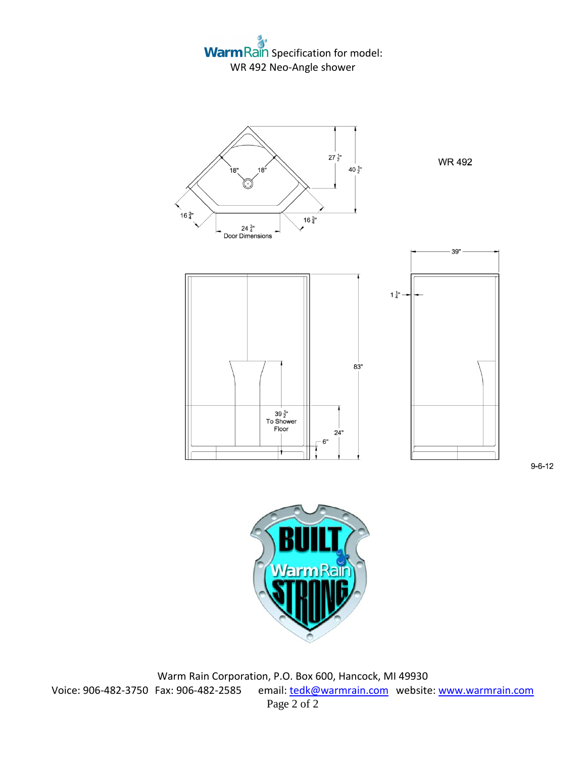WarmRain Specification for model:
WR 492 Neo-Angle shower

WR 492

18"
18"
27 1/2"
40 1/2"
16 3/4"
16 3/4"
24 3/4"
Door Dimensions

39"
1 1/4"
83"
39 1/2"
To Shower
Floor
24"
6"

9-6-12

BUILT
WarmRain
STRONG

Warm Rain Corporation, P.O. Box 600, Hancock, MI 49930
Voice: 906-482-3750 Fax: 906-482-2585 email: tedk@warmrain.com website: www.warmrain.com